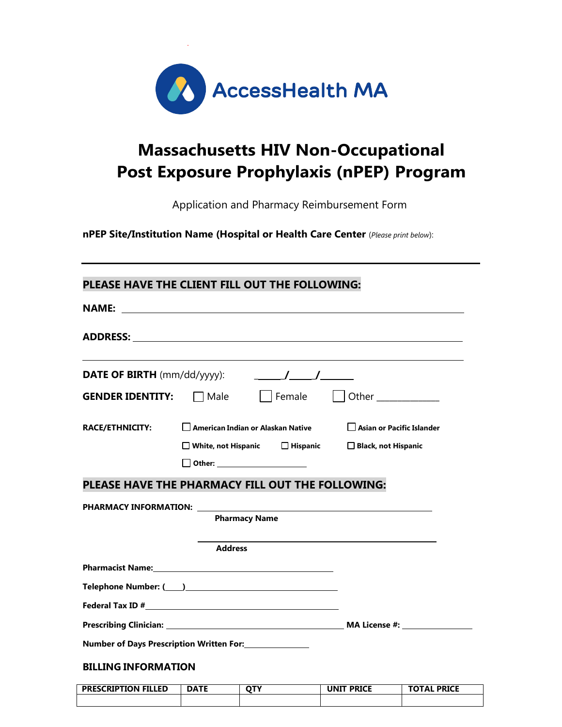AccessHealth MA

# Massachusetts HIV Non-Occupational Post Exposure Prophylaxis (nPEP) Program

Application and Pharmacy Reimbursement Form

**nPEP Site/Institution Name (Hospital or Health Care Center** (*Please print below*):

______________________________________________

## PLEASE HAVE THE CLIENT FILL OUT THE FOLLOWING:

**NAME:** ______________________________________________

**ADDRESS:** ______________________________________________

______________________________________________

**DATE OF BIRTH** (mm/dd/yyyy): _____/_____/_______

**GENDER IDENTITY:** ☐ Male ☐ Female ☐ Other ____________

**RACE/ETHNICITY:** ☐ **American Indian or Alaskan Native** ☐ **Asian or Pacific Islander** ☐ **White, not Hispanic** ☐ **Hispanic** ☐ **Black, not Hispanic** ☐ **Other:** ____________________

## PLEASE HAVE THE PHARMACY FILL OUT THE FOLLOWING:

**PHARMACY INFORMATION:** ______________________________________________
**Pharmacy Name**

______________________________________________
**Address**

**Pharmacist Name:** ______________________________________________

**Telephone Number: (____)** ______________________________________________

**Federal Tax ID #** ______________________________________________

**Prescribing Clinician:** ______________________________ **MA License #:** ______________

**Number of Days Prescription Written For:** ______________

### BILLING INFORMATION

| PRESCRIPTION FILLED | DATE | QTY | UNIT PRICE | TOTAL PRICE |
|---|---|---|---|---|
| | | | | |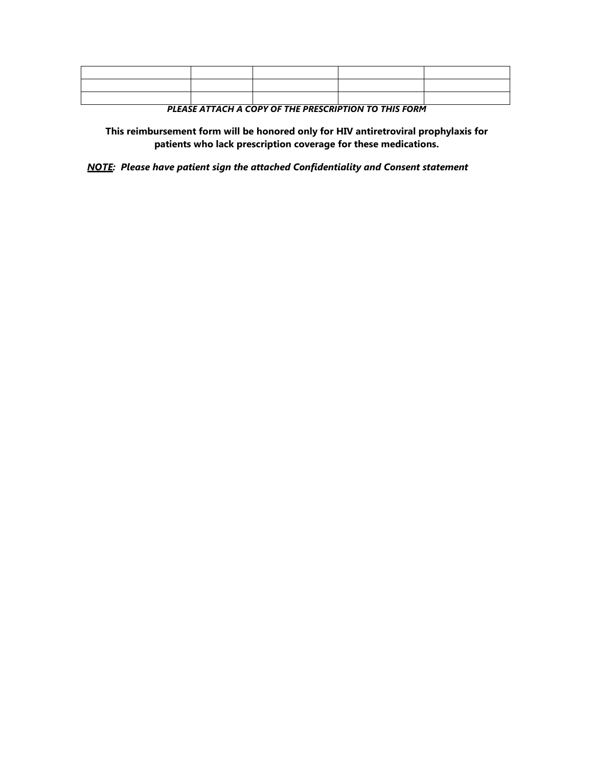| | | | | |
|---|---|---|---|---|
| | | | | |
| | | | | |

***PLEASE ATTACH A COPY OF THE PRESCRIPTION TO THIS FORM***

**This reimbursement form will be honored only for HIV antiretroviral prophylaxis for patients who lack prescription coverage for these medications.**

***NOTE*: *Please have patient sign the attached Confidentiality and Consent statement***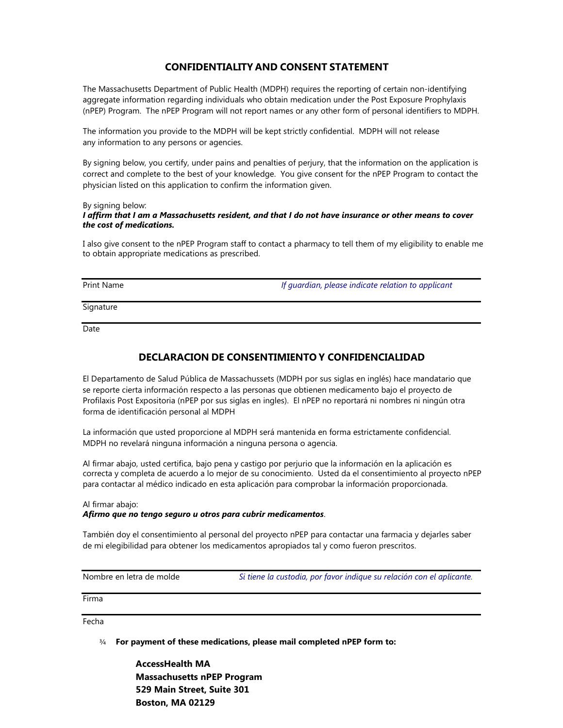## CONFIDENTIALITY AND CONSENT STATEMENT

The Massachusetts Department of Public Health (MDPH) requires the reporting of certain non-identifying aggregate information regarding individuals who obtain medication under the Post Exposure Prophylaxis (nPEP) Program. The nPEP Program will not report names or any other form of personal identifiers to MDPH.

The information you provide to the MDPH will be kept strictly confidential. MDPH will not release any information to any persons or agencies.

By signing below, you certify, under pains and penalties of perjury, that the information on the application is correct and complete to the best of your knowledge. You give consent for the nPEP Program to contact the physician listed on this application to confirm the information given.

By signing below:
***I affirm that I am a Massachusetts resident, and that I do not have insurance or other means to cover the cost of medications.***

I also give consent to the nPEP Program staff to contact a pharmacy to tell them of my eligibility to enable me to obtain appropriate medications as prescribed.

Print Name    *If guardian, please indicate relation to applicant*

Signature

Date

## DECLARACION DE CONSENTIMIENTO Y CONFIDENCIALIDAD

El Departamento de Salud Pública de Massachussets (MDPH por sus siglas en inglés) hace mandatario que se reporte cierta información respecto a las personas que obtienen medicamento bajo el proyecto de Profilaxis Post Expositoria (nPEP por sus siglas en ingles). El nPEP no reportará ni nombres ni ningún otra forma de identificación personal al MDPH

La información que usted proporcione al MDPH será mantenida en forma estrictamente confidencial. MDPH no revelará ninguna información a ninguna persona o agencia.

Al firmar abajo, usted certifica, bajo pena y castigo por perjurio que la información en la aplicación es correcta y completa de acuerdo a lo mejor de su conocimiento. Usted da el consentimiento al proyecto nPEP para contactar al médico indicado en esta aplicación para comprobar la información proporcionada.

Al firmar abajo:
***Afirmo que no tengo seguro u otros para cubrir medicamentos***.

También doy el consentimiento al personal del proyecto nPEP para contactar una farmacia y dejarles saber de mi elegibilidad para obtener los medicamentos apropiados tal y como fueron prescritos.

Nombre en letra de molde    *Si tiene la custodia, por favor indique su relación con el aplicante.*

Firma

Fecha

¾ **For payment of these medications, please mail completed nPEP form to:**

**AccessHealth MA**
**Massachusetts nPEP Program**
**529 Main Street, Suite 301**
**Boston, MA 02129**